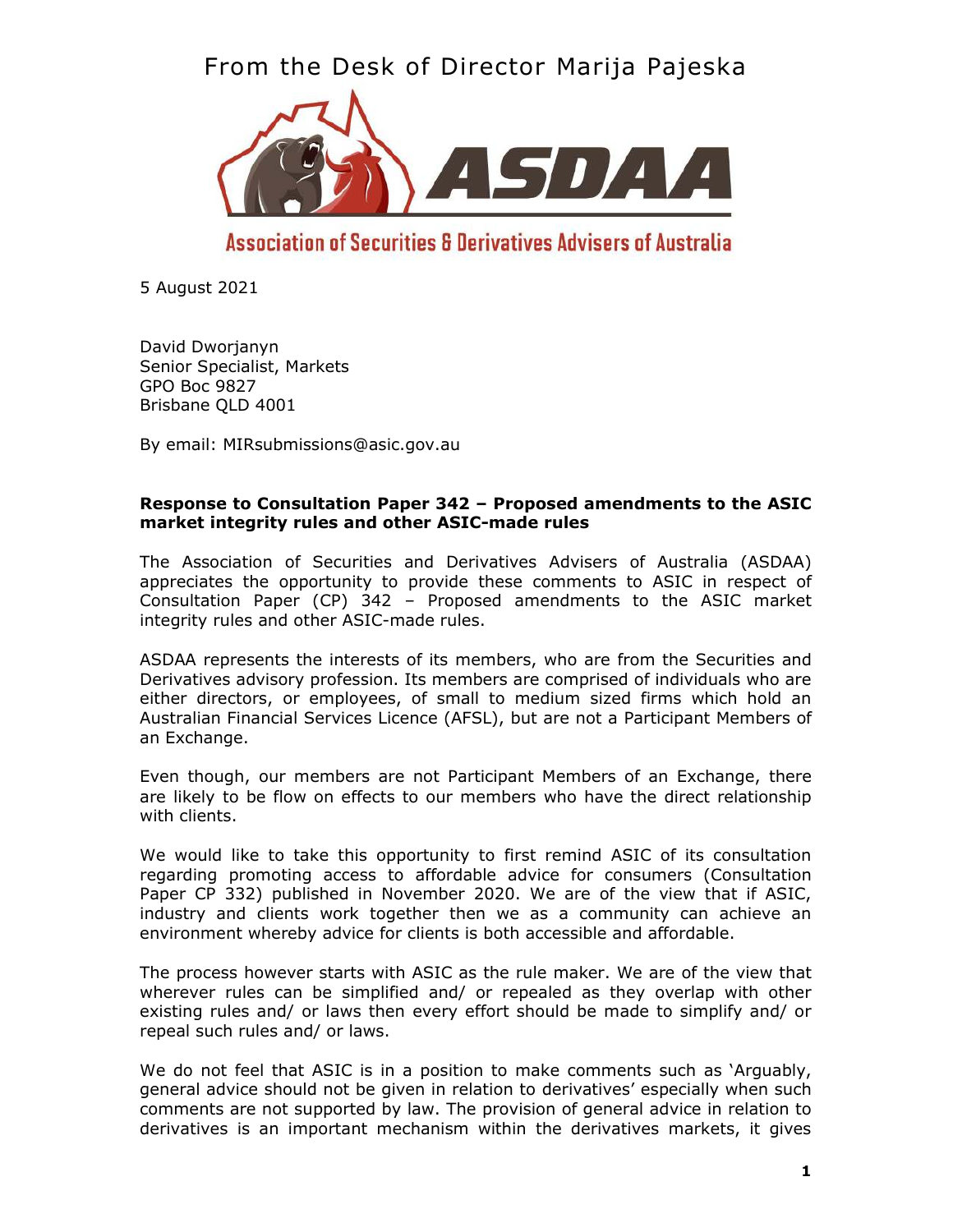From the Desk of Director Marija Pajeska

ASDAA

Association of Securities & Derivatives Advisers of Australia

5 August 2021

David Dworjanyn
Senior Specialist, Markets
GPO Boc 9827
Brisbane QLD 4001

By email: MIRsubmissions@asic.gov.au

**Response to Consultation Paper 342 – Proposed amendments to the ASIC market integrity rules and other ASIC-made rules**

The Association of Securities and Derivatives Advisers of Australia (ASDAA) appreciates the opportunity to provide these comments to ASIC in respect of Consultation Paper (CP) 342 – Proposed amendments to the ASIC market integrity rules and other ASIC-made rules.

ASDAA represents the interests of its members, who are from the Securities and Derivatives advisory profession. Its members are comprised of individuals who are either directors, or employees, of small to medium sized firms which hold an Australian Financial Services Licence (AFSL), but are not a Participant Members of an Exchange.

Even though, our members are not Participant Members of an Exchange, there are likely to be flow on effects to our members who have the direct relationship with clients.

We would like to take this opportunity to first remind ASIC of its consultation regarding promoting access to affordable advice for consumers (Consultation Paper CP 332) published in November 2020. We are of the view that if ASIC, industry and clients work together then we as a community can achieve an environment whereby advice for clients is both accessible and affordable.

The process however starts with ASIC as the rule maker. We are of the view that wherever rules can be simplified and/ or repealed as they overlap with other existing rules and/ or laws then every effort should be made to simplify and/ or repeal such rules and/ or laws.

We do not feel that ASIC is in a position to make comments such as 'Arguably, general advice should not be given in relation to derivatives' especially when such comments are not supported by law. The provision of general advice in relation to derivatives is an important mechanism within the derivatives markets, it gives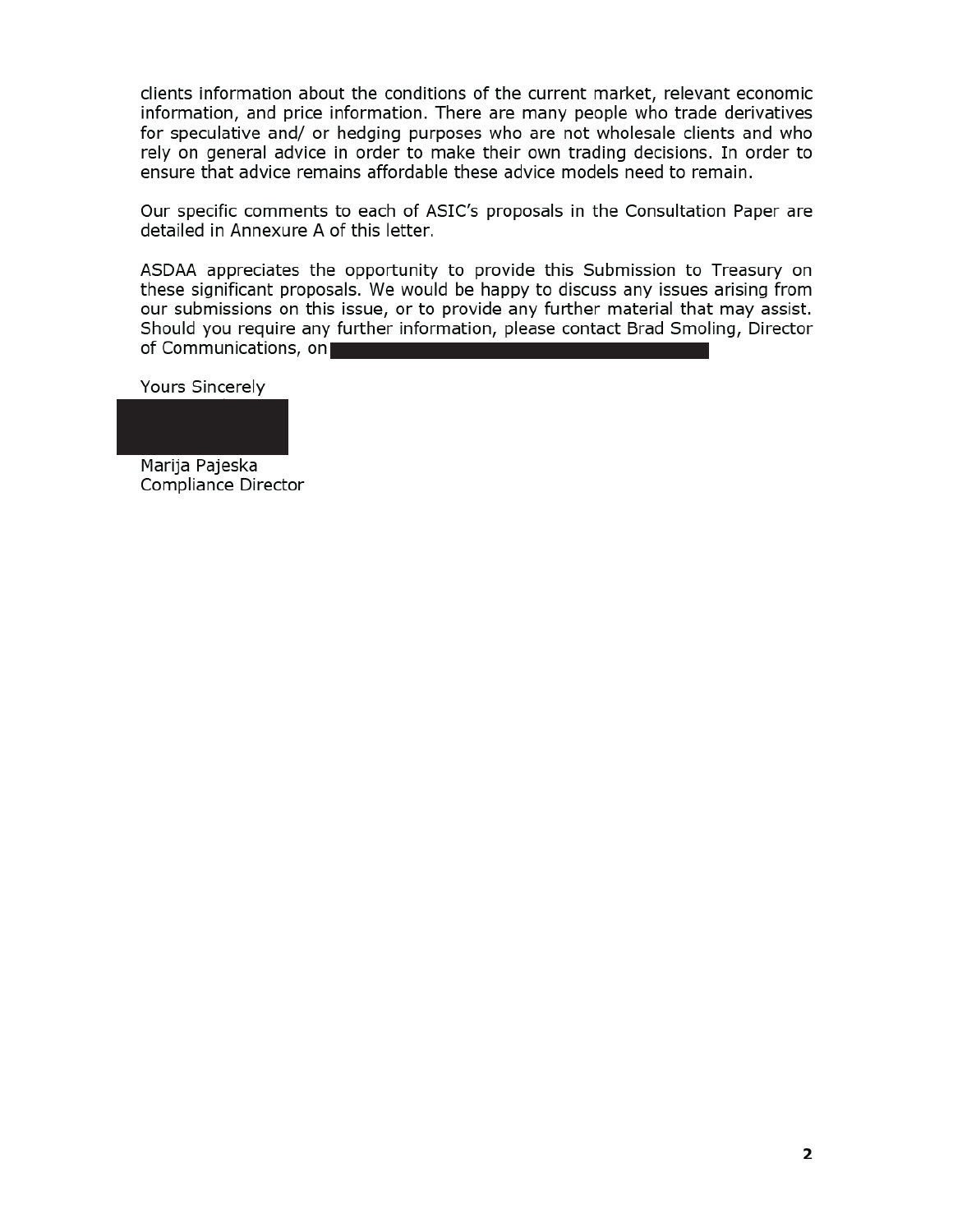clients information about the conditions of the current market, relevant economic information, and price information. There are many people who trade derivatives for speculative and/ or hedging purposes who are not wholesale clients and who rely on general advice in order to make their own trading decisions. In order to ensure that advice remains affordable these advice models need to remain.

Our specific comments to each of ASIC's proposals in the Consultation Paper are detailed in Annexure A of this letter.

ASDAA appreciates the opportunity to provide this Submission to Treasury on these significant proposals. We would be happy to discuss any issues arising from our submissions on this issue, or to provide any further material that may assist. Should you require any further information, please contact Brad Smoling, Director of Communications, on

Yours Sincerely

Marija Pajeska
Compliance Director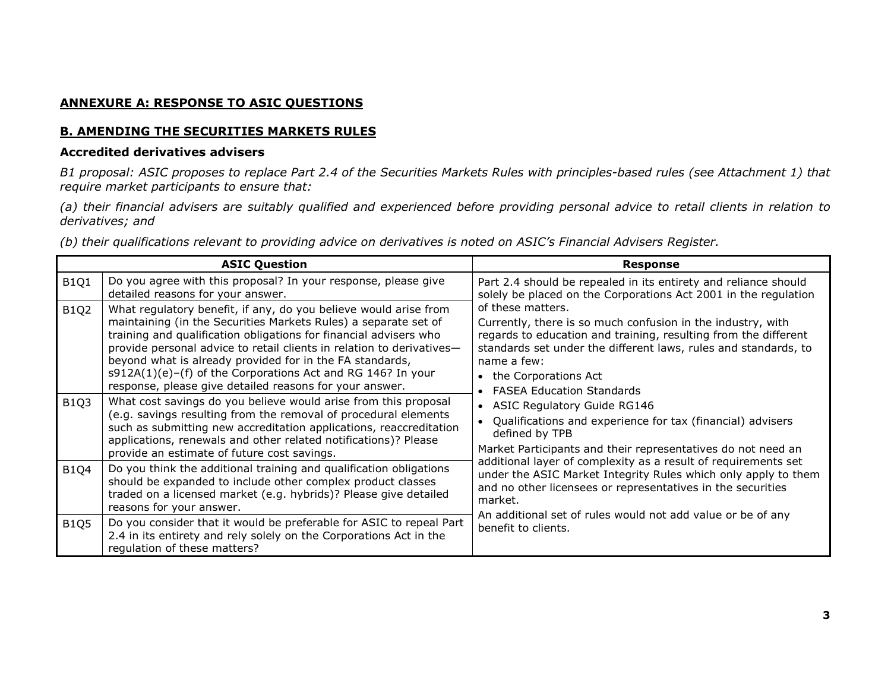## ANNEXURE A: RESPONSE TO ASIC QUESTIONS

## B. AMENDING THE SECURITIES MARKETS RULES

### Accredited derivatives advisers

*B1 proposal: ASIC proposes to replace Part 2.4 of the Securities Markets Rules with principles-based rules (see Attachment 1) that require market participants to ensure that:*

*(a) their financial advisers are suitably qualified and experienced before providing personal advice to retail clients in relation to derivatives; and*

*(b) their qualifications relevant to providing advice on derivatives is noted on ASIC's Financial Advisers Register.*

| ASIC Question | | Response |
|---|---|---|
| B1Q1 | Do you agree with this proposal? In your response, please give detailed reasons for your answer. | Part 2.4 should be repealed in its entirety and reliance should solely be placed on the Corporations Act 2001 in the regulation of these matters.<br>Currently, there is so much confusion in the industry, with regards to education and training, resulting from the different standards set under the different laws, rules and standards, to name a few:<br>• the Corporations Act<br>• FASEA Education Standards<br>• ASIC Regulatory Guide RG146<br>• Qualifications and experience for tax (financial) advisers defined by TPB<br>Market Participants and their representatives do not need an additional layer of complexity as a result of requirements set under the ASIC Market Integrity Rules which only apply to them and no other licensees or representatives in the securities market.<br>An additional set of rules would not add value or be of any benefit to clients. |
| B1Q2 | What regulatory benefit, if any, do you believe would arise from maintaining (in the Securities Markets Rules) a separate set of training and qualification obligations for financial advisers who provide personal advice to retail clients in relation to derivatives—beyond what is already provided for in the FA standards, s912A(1)(e)–(f) of the Corporations Act and RG 146? In your response, please give detailed reasons for your answer. | |
| B1Q3 | What cost savings do you believe would arise from this proposal (e.g. savings resulting from the removal of procedural elements such as submitting new accreditation applications, reaccreditation applications, renewals and other related notifications)? Please provide an estimate of future cost savings. | |
| B1Q4 | Do you think the additional training and qualification obligations should be expanded to include other complex product classes traded on a licensed market (e.g. hybrids)? Please give detailed reasons for your answer. | |
| B1Q5 | Do you consider that it would be preferable for ASIC to repeal Part 2.4 in its entirety and rely solely on the Corporations Act in the regulation of these matters? | |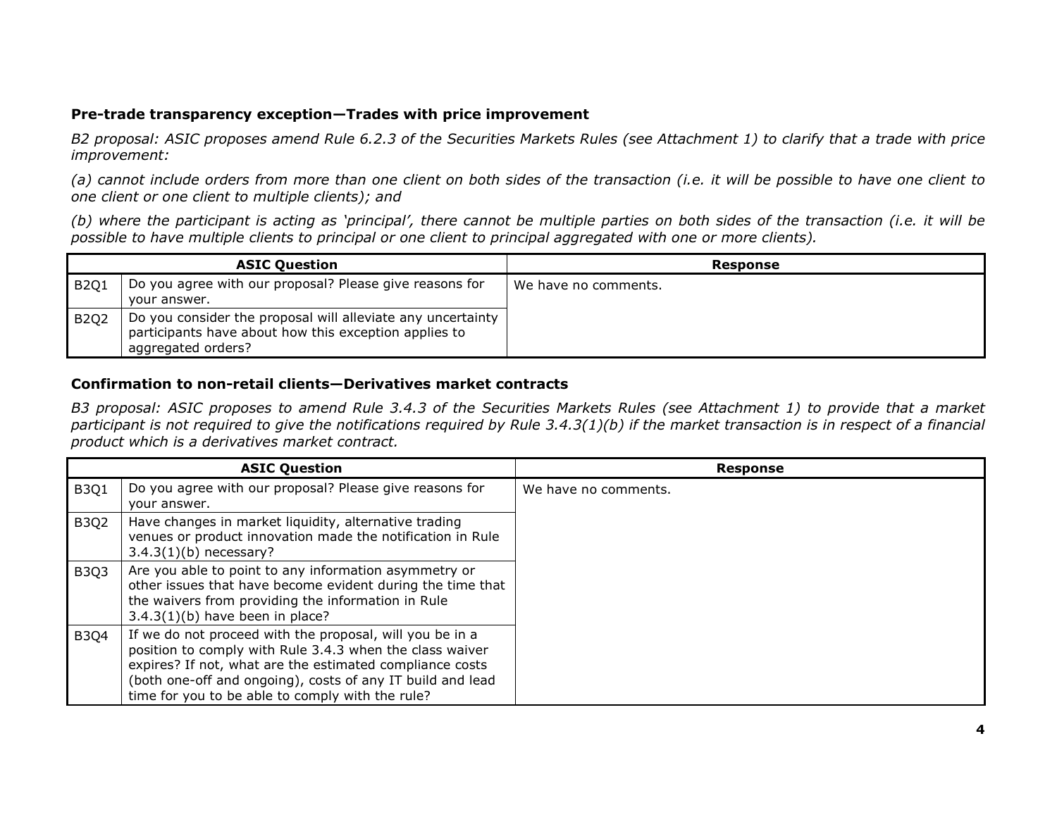### Pre-trade transparency exception—Trades with price improvement

*B2 proposal: ASIC proposes amend Rule 6.2.3 of the Securities Markets Rules (see Attachment 1) to clarify that a trade with price improvement:*

*(a) cannot include orders from more than one client on both sides of the transaction (i.e. it will be possible to have one client to one client or one client to multiple clients); and*

*(b) where the participant is acting as 'principal', there cannot be multiple parties on both sides of the transaction (i.e. it will be possible to have multiple clients to principal or one client to principal aggregated with one or more clients).*

| ASIC Question | | Response |
|---|---|---|
| B2Q1 | Do you agree with our proposal? Please give reasons for your answer. | We have no comments. |
| B2Q2 | Do you consider the proposal will alleviate any uncertainty participants have about how this exception applies to aggregated orders? | |

### Confirmation to non-retail clients—Derivatives market contracts

*B3 proposal: ASIC proposes to amend Rule 3.4.3 of the Securities Markets Rules (see Attachment 1) to provide that a market participant is not required to give the notifications required by Rule 3.4.3(1)(b) if the market transaction is in respect of a financial product which is a derivatives market contract.*

| ASIC Question | | Response |
|---|---|---|
| B3Q1 | Do you agree with our proposal? Please give reasons for your answer. | We have no comments. |
| B3Q2 | Have changes in market liquidity, alternative trading venues or product innovation made the notification in Rule 3.4.3(1)(b) necessary? | |
| B3Q3 | Are you able to point to any information asymmetry or other issues that have become evident during the time that the waivers from providing the information in Rule 3.4.3(1)(b) have been in place? | |
| B3Q4 | If we do not proceed with the proposal, will you be in a position to comply with Rule 3.4.3 when the class waiver expires? If not, what are the estimated compliance costs (both one-off and ongoing), costs of any IT build and lead time for you to be able to comply with the rule? | |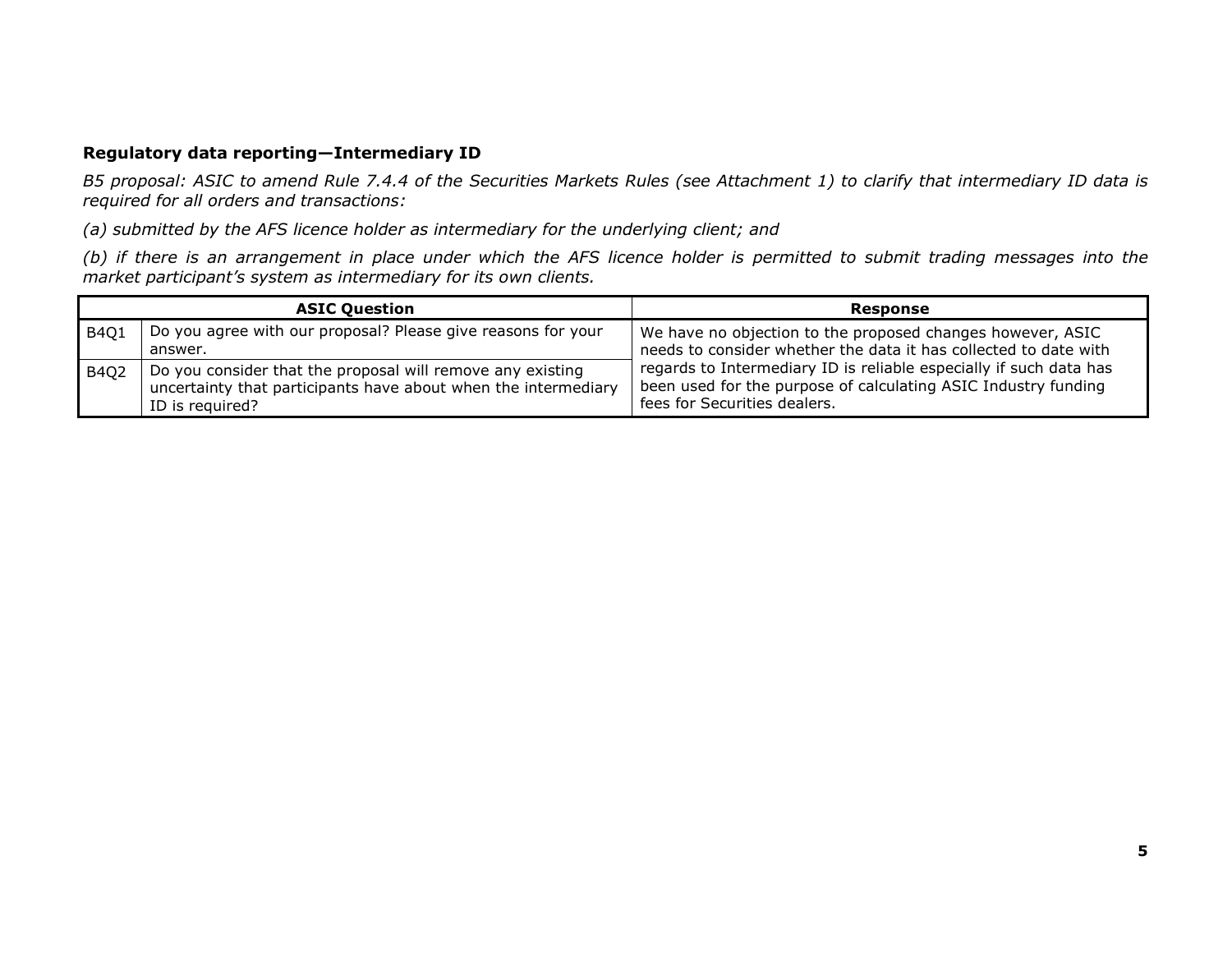**Regulatory data reporting—Intermediary ID**

*B5 proposal: ASIC to amend Rule 7.4.4 of the Securities Markets Rules (see Attachment 1) to clarify that intermediary ID data is required for all orders and transactions:*

*(a) submitted by the AFS licence holder as intermediary for the underlying client; and*

*(b) if there is an arrangement in place under which the AFS licence holder is permitted to submit trading messages into the market participant's system as intermediary for its own clients.*

| ASIC Question | | Response |
|---|---|---|
| B4Q1 | Do you agree with our proposal? Please give reasons for your answer. | We have no objection to the proposed changes however, ASIC needs to consider whether the data it has collected to date with regards to Intermediary ID is reliable especially if such data has been used for the purpose of calculating ASIC Industry funding fees for Securities dealers. |
| B4Q2 | Do you consider that the proposal will remove any existing uncertainty that participants have about when the intermediary ID is required? | |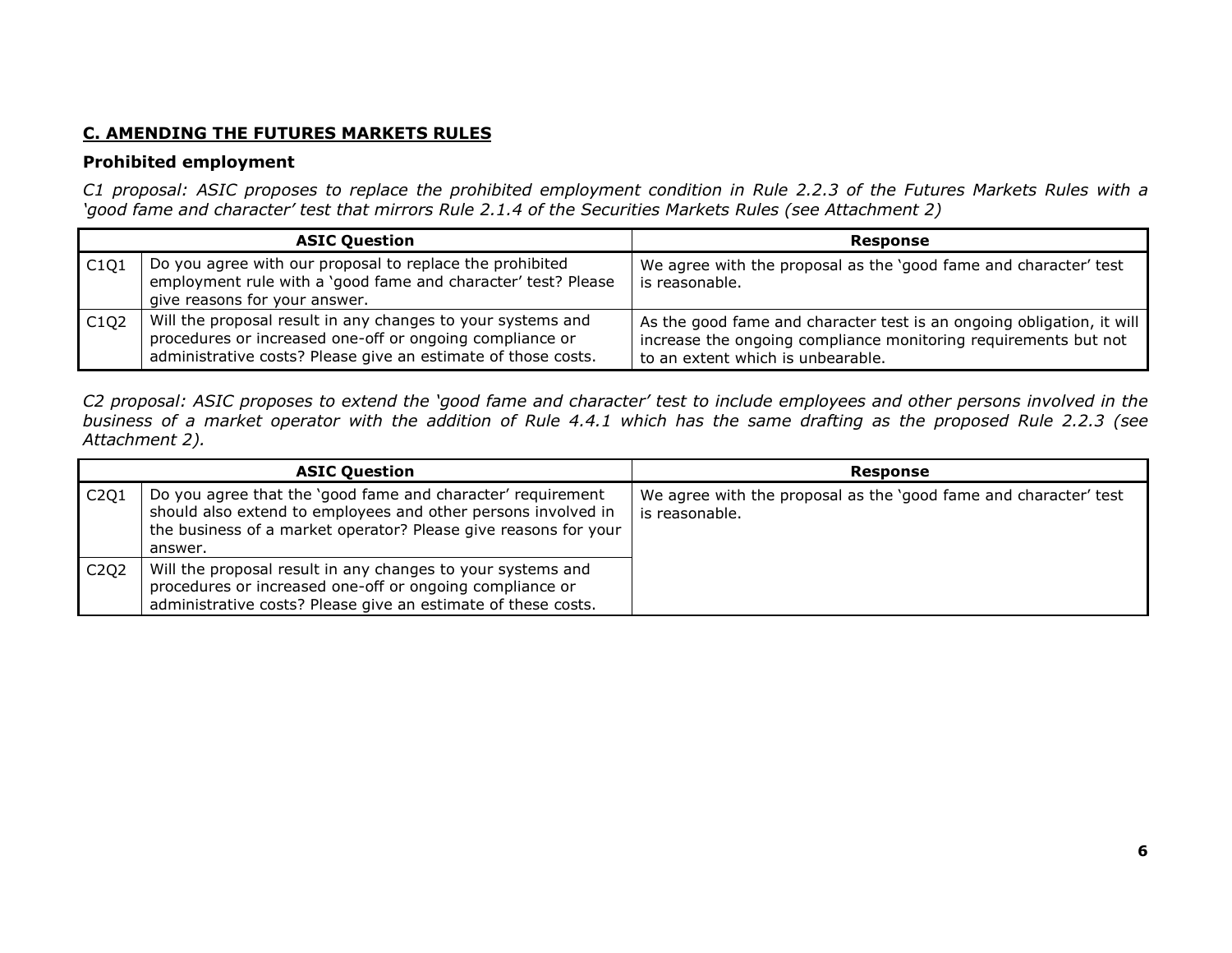## C. AMENDING THE FUTURES MARKETS RULES

### Prohibited employment

*C1 proposal: ASIC proposes to replace the prohibited employment condition in Rule 2.2.3 of the Futures Markets Rules with a 'good fame and character' test that mirrors Rule 2.1.4 of the Securities Markets Rules (see Attachment 2)*

| ASIC Question | | Response |
|---|---|---|
| C1Q1 | Do you agree with our proposal to replace the prohibited employment rule with a 'good fame and character' test? Please give reasons for your answer. | We agree with the proposal as the 'good fame and character' test is reasonable. |
| C1Q2 | Will the proposal result in any changes to your systems and procedures or increased one-off or ongoing compliance or administrative costs? Please give an estimate of those costs. | As the good fame and character test is an ongoing obligation, it will increase the ongoing compliance monitoring requirements but not to an extent which is unbearable. |

*C2 proposal: ASIC proposes to extend the 'good fame and character' test to include employees and other persons involved in the business of a market operator with the addition of Rule 4.4.1 which has the same drafting as the proposed Rule 2.2.3 (see Attachment 2).*

| ASIC Question | | Response |
|---|---|---|
| C2Q1 | Do you agree that the 'good fame and character' requirement should also extend to employees and other persons involved in the business of a market operator? Please give reasons for your answer. | We agree with the proposal as the 'good fame and character' test is reasonable. |
| C2Q2 | Will the proposal result in any changes to your systems and procedures or increased one-off or ongoing compliance or administrative costs? Please give an estimate of these costs. | |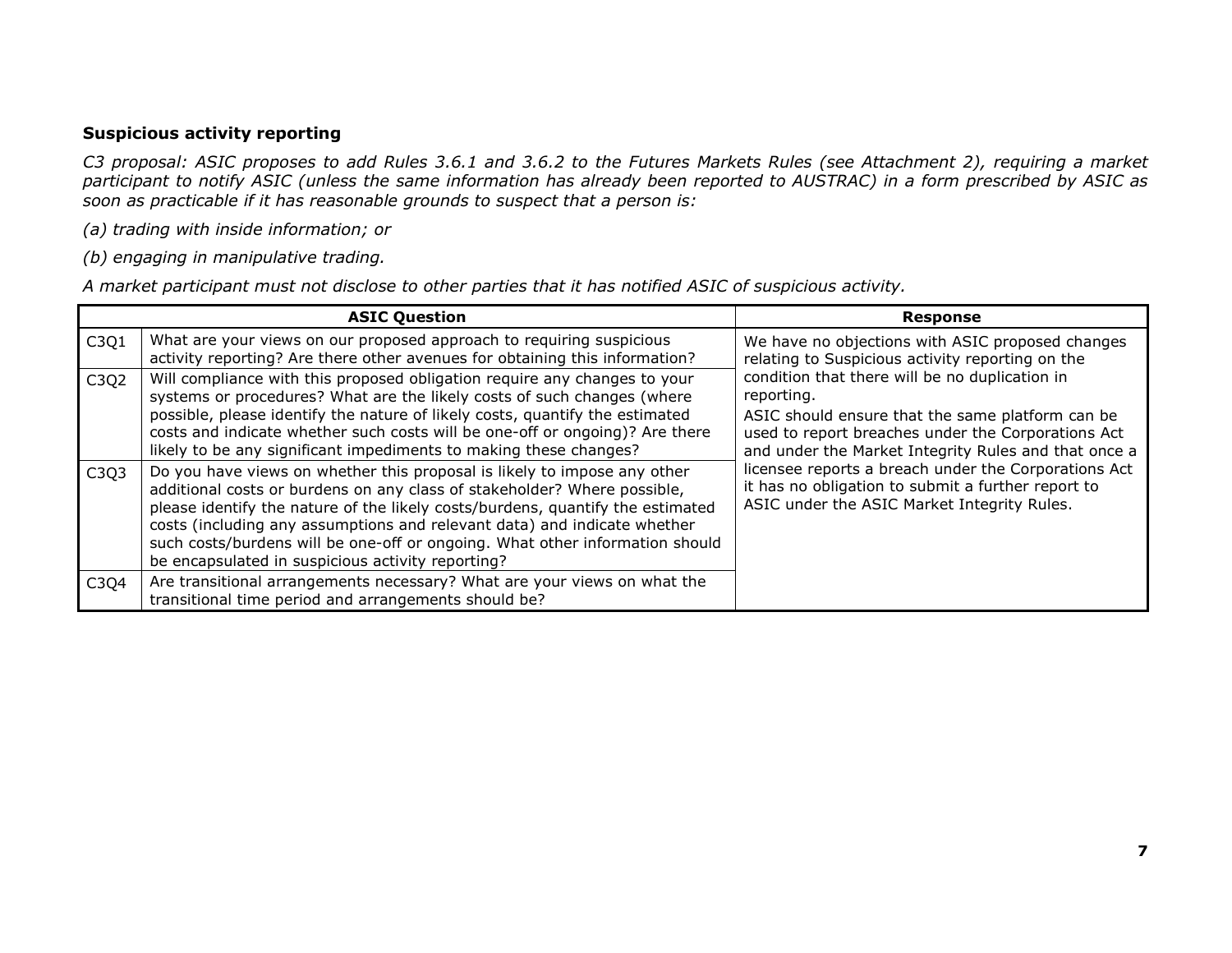**Suspicious activity reporting**

*C3 proposal: ASIC proposes to add Rules 3.6.1 and 3.6.2 to the Futures Markets Rules (see Attachment 2), requiring a market participant to notify ASIC (unless the same information has already been reported to AUSTRAC) in a form prescribed by ASIC as soon as practicable if it has reasonable grounds to suspect that a person is:*

*(a) trading with inside information; or*

*(b) engaging in manipulative trading.*

*A market participant must not disclose to other parties that it has notified ASIC of suspicious activity.*

| ASIC Question | | Response |
|---|---|---|
| C3Q1 | What are your views on our proposed approach to requiring suspicious activity reporting? Are there other avenues for obtaining this information? | We have no objections with ASIC proposed changes relating to Suspicious activity reporting on the condition that there will be no duplication in reporting.<br>ASIC should ensure that the same platform can be used to report breaches under the Corporations Act and under the Market Integrity Rules and that once a licensee reports a breach under the Corporations Act it has no obligation to submit a further report to ASIC under the ASIC Market Integrity Rules. |
| C3Q2 | Will compliance with this proposed obligation require any changes to your systems or procedures? What are the likely costs of such changes (where possible, please identify the nature of likely costs, quantify the estimated costs and indicate whether such costs will be one-off or ongoing)? Are there likely to be any significant impediments to making these changes? | |
| C3Q3 | Do you have views on whether this proposal is likely to impose any other additional costs or burdens on any class of stakeholder? Where possible, please identify the nature of the likely costs/burdens, quantify the estimated costs (including any assumptions and relevant data) and indicate whether such costs/burdens will be one-off or ongoing. What other information should be encapsulated in suspicious activity reporting? | |
| C3Q4 | Are transitional arrangements necessary? What are your views on what the transitional time period and arrangements should be? | |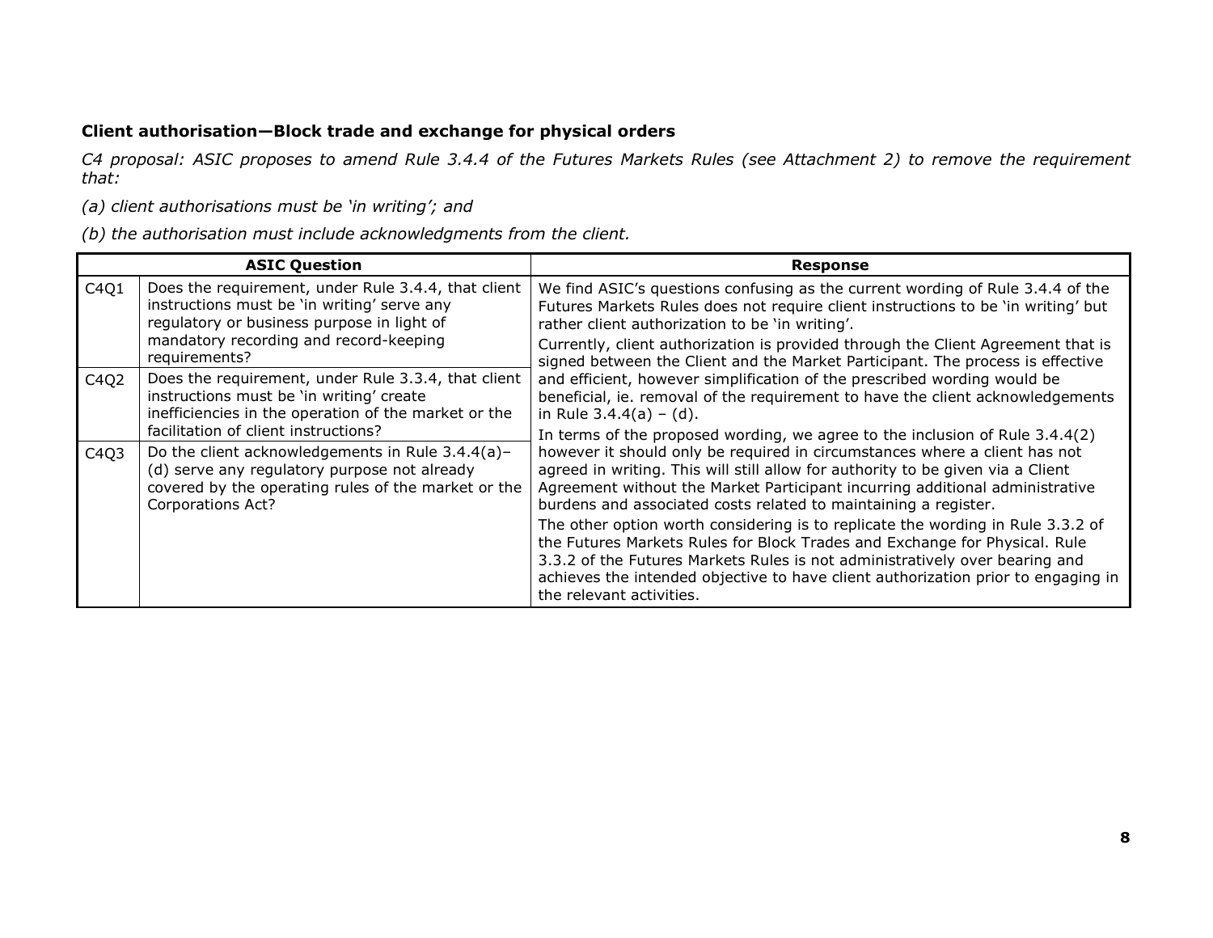**Client authorisation—Block trade and exchange for physical orders**

*C4 proposal: ASIC proposes to amend Rule 3.4.4 of the Futures Markets Rules (see Attachment 2) to remove the requirement that:*

*(a) client authorisations must be 'in writing'; and*

*(b) the authorisation must include acknowledgments from the client.*

| ASIC Question | | Response |
|---|---|---|
| C4Q1 | Does the requirement, under Rule 3.4.4, that client instructions must be 'in writing' serve any regulatory or business purpose in light of mandatory recording and record-keeping requirements? | We find ASIC's questions confusing as the current wording of Rule 3.4.4 of the Futures Markets Rules does not require client instructions to be 'in writing' but rather client authorization to be 'in writing'.<br>Currently, client authorization is provided through the Client Agreement that is signed between the Client and the Market Participant. The process is effective and efficient, however simplification of the prescribed wording would be beneficial, ie. removal of the requirement to have the client acknowledgements in Rule 3.4.4(a) – (d).<br>In terms of the proposed wording, we agree to the inclusion of Rule 3.4.4(2) however it should only be required in circumstances where a client has not agreed in writing. This will still allow for authority to be given via a Client Agreement without the Market Participant incurring additional administrative burdens and associated costs related to maintaining a register.<br>The other option worth considering is to replicate the wording in Rule 3.3.2 of the Futures Markets Rules for Block Trades and Exchange for Physical. Rule 3.3.2 of the Futures Markets Rules is not administratively over bearing and achieves the intended objective to have client authorization prior to engaging in the relevant activities. |
| C4Q2 | Does the requirement, under Rule 3.3.4, that client instructions must be 'in writing' create inefficiencies in the operation of the market or the facilitation of client instructions? | |
| C4Q3 | Do the client acknowledgements in Rule 3.4.4(a)–(d) serve any regulatory purpose not already covered by the operating rules of the market or the Corporations Act? | |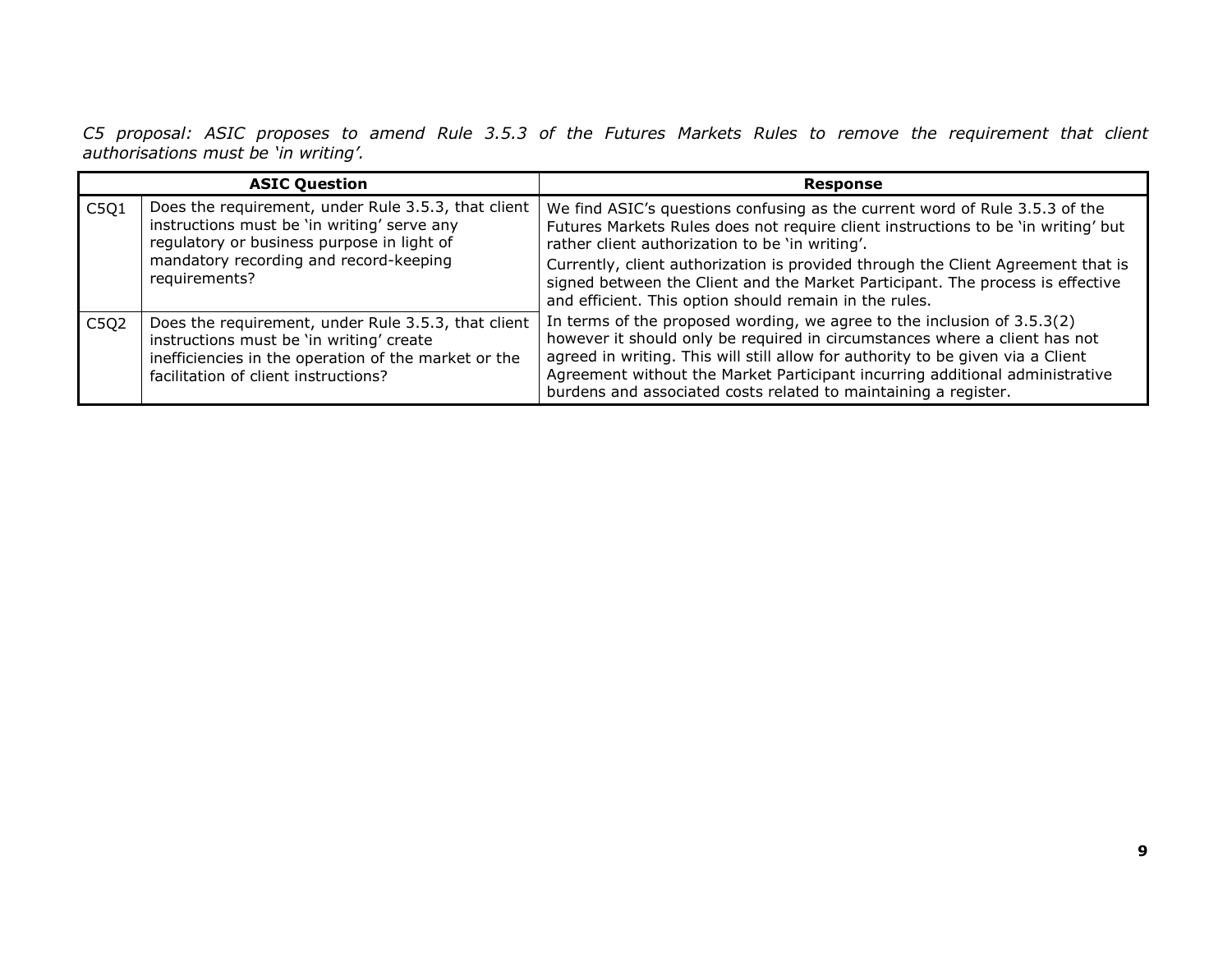*C5 proposal: ASIC proposes to amend Rule 3.5.3 of the Futures Markets Rules to remove the requirement that client authorisations must be 'in writing'.*

| ASIC Question | | Response |
|---|---|---|
| C5Q1 | Does the requirement, under Rule 3.5.3, that client instructions must be 'in writing' serve any regulatory or business purpose in light of mandatory recording and record-keeping requirements? | We find ASIC's questions confusing as the current word of Rule 3.5.3 of the Futures Markets Rules does not require client instructions to be 'in writing' but rather client authorization to be 'in writing'.<br>Currently, client authorization is provided through the Client Agreement that is signed between the Client and the Market Participant. The process is effective and efficient. This option should remain in the rules.<br>In terms of the proposed wording, we agree to the inclusion of 3.5.3(2) however it should only be required in circumstances where a client has not agreed in writing. This will still allow for authority to be given via a Client Agreement without the Market Participant incurring additional administrative burdens and associated costs related to maintaining a register. |
| C5Q2 | Does the requirement, under Rule 3.5.3, that client instructions must be 'in writing' create inefficiencies in the operation of the market or the facilitation of client instructions? | |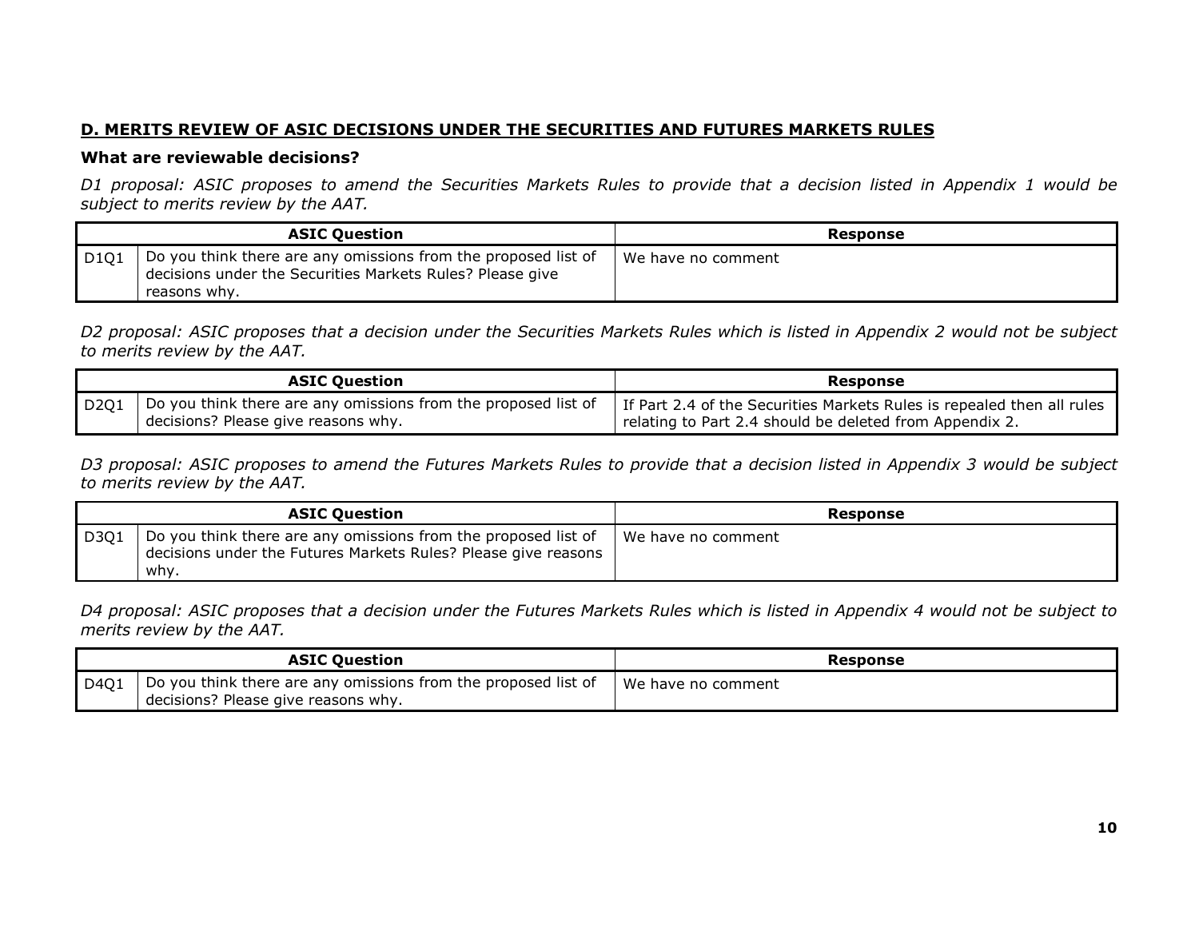## D. MERITS REVIEW OF ASIC DECISIONS UNDER THE SECURITIES AND FUTURES MARKETS RULES

### What are reviewable decisions?

*D1 proposal: ASIC proposes to amend the Securities Markets Rules to provide that a decision listed in Appendix 1 would be subject to merits review by the AAT.*

| ASIC Question | | Response |
|---|---|---|
| D1Q1 | Do you think there are any omissions from the proposed list of decisions under the Securities Markets Rules? Please give reasons why. | We have no comment |

*D2 proposal: ASIC proposes that a decision under the Securities Markets Rules which is listed in Appendix 2 would not be subject to merits review by the AAT.*

| ASIC Question | | Response |
|---|---|---|
| D2Q1 | Do you think there are any omissions from the proposed list of decisions? Please give reasons why. | If Part 2.4 of the Securities Markets Rules is repealed then all rules relating to Part 2.4 should be deleted from Appendix 2. |

*D3 proposal: ASIC proposes to amend the Futures Markets Rules to provide that a decision listed in Appendix 3 would be subject to merits review by the AAT.*

| ASIC Question | | Response |
|---|---|---|
| D3Q1 | Do you think there are any omissions from the proposed list of decisions under the Futures Markets Rules? Please give reasons why. | We have no comment |

*D4 proposal: ASIC proposes that a decision under the Futures Markets Rules which is listed in Appendix 4 would not be subject to merits review by the AAT.*

| ASIC Question | | Response |
|---|---|---|
| D4Q1 | Do you think there are any omissions from the proposed list of decisions? Please give reasons why. | We have no comment |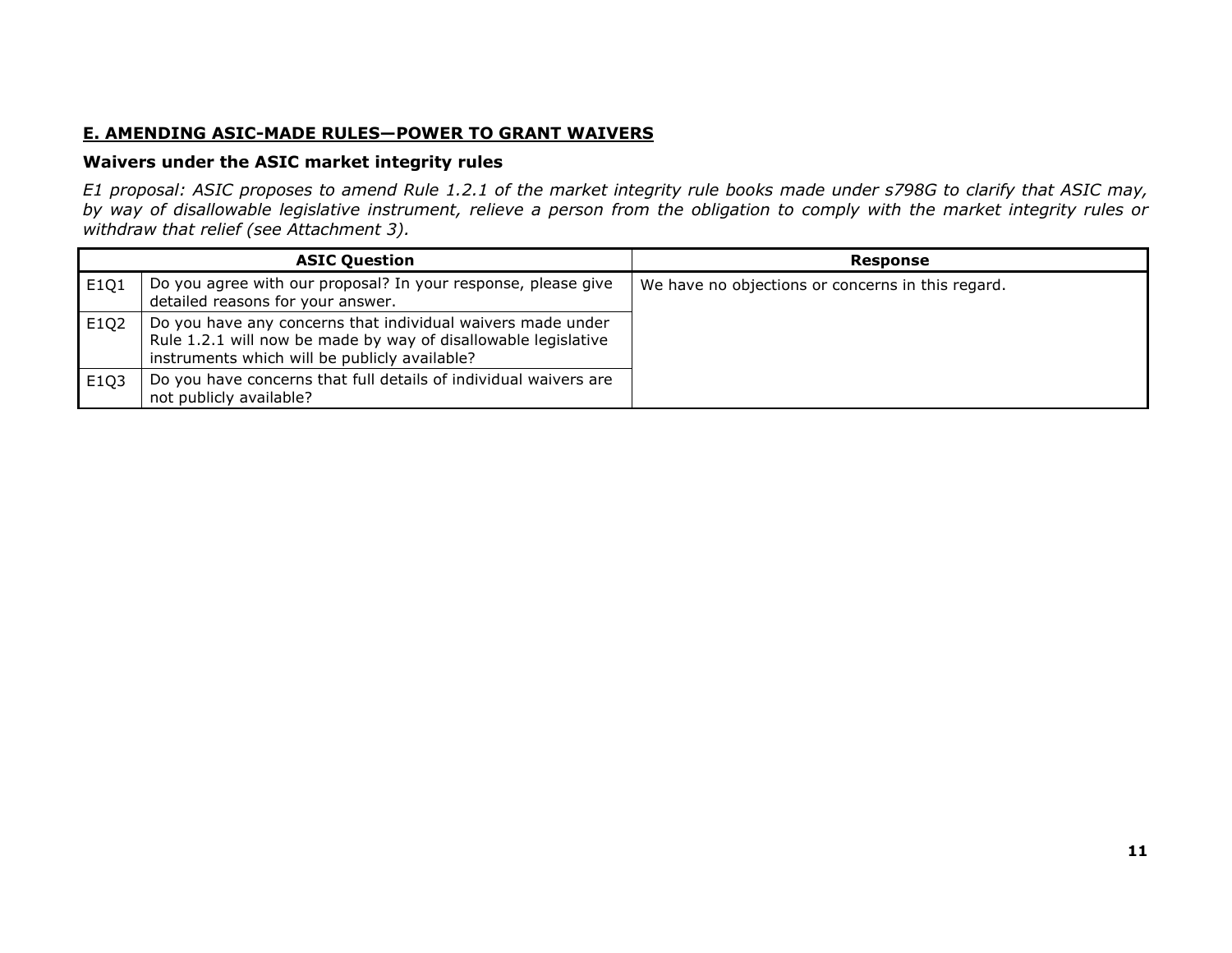## E. AMENDING ASIC-MADE RULES—POWER TO GRANT WAIVERS

### Waivers under the ASIC market integrity rules

*E1 proposal: ASIC proposes to amend Rule 1.2.1 of the market integrity rule books made under s798G to clarify that ASIC may, by way of disallowable legislative instrument, relieve a person from the obligation to comply with the market integrity rules or withdraw that relief (see Attachment 3).*

| ASIC Question | | Response |
|---|---|---|
| E1Q1 | Do you agree with our proposal? In your response, please give detailed reasons for your answer. | We have no objections or concerns in this regard. |
| E1Q2 | Do you have any concerns that individual waivers made under Rule 1.2.1 will now be made by way of disallowable legislative instruments which will be publicly available? | |
| E1Q3 | Do you have concerns that full details of individual waivers are not publicly available? | |